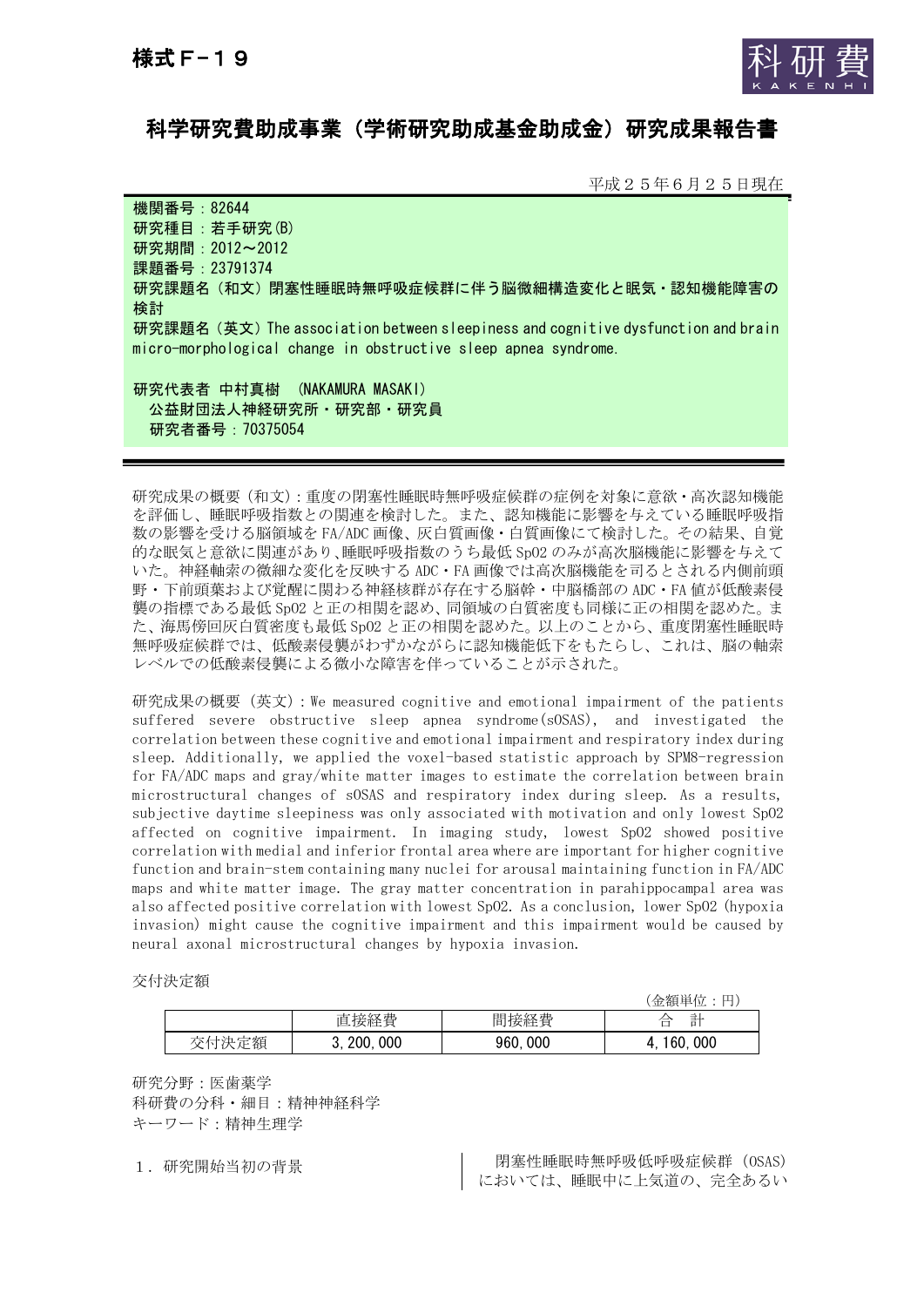様式Ｆ－１９

# 科学研究費助成事業（学術研究助成基金助成金）研究成果報告書

平成２５年６月２５日現在

機関番号：82644
研究種目：若手研究(B)
研究期間：2012～2012
課題番号：23791374
研究課題名（和文）閉塞性睡眠時無呼吸症候群に伴う脳微細構造変化と眠気・認知機能障害の検討
研究課題名（英文）The association between sleepiness and cognitive dysfunction and brain micro-morphological change in obstructive sleep apnea syndrome.

研究代表者 中村真樹 （NAKAMURA MASAKI）
公益財団法人神経研究所・研究部・研究員
研究者番号：70375054

研究成果の概要（和文）：重度の閉塞性睡眠時無呼吸症候群の症例を対象に意欲・高次認知機能を評価し、睡眠呼吸指数との関連を検討した。また、認知機能に影響を与えている睡眠呼吸指数の影響を受ける脳領域を FA/ADC 画像、灰白質画像・白質画像にて検討した。その結果、自覚的な眠気と意欲に関連があり、睡眠呼吸指数のうち最低 SpO2 のみが高次脳機能に影響を与えていた。神経軸索の微細な変化を反映する ADC・FA 画像では高次脳機能を司るとされる内側前頭野・下前頭葉および覚醒に関わる神経核群が存在する脳幹・中脳橋部の ADC・FA 値が低酸素侵襲の指標である最低 SpO2 と正の相関を認め、同領域の白質密度も同様に正の相関を認めた。また、海馬傍回灰白質密度も最低 SpO2 と正の相関を認めた。以上のことから、重度閉塞性睡眠時無呼吸症候群では、低酸素侵襲がわずかながらに認知機能低下をもたらし、これは、脳の軸索レベルでの低酸素侵襲による微小な障害を伴っていることが示された。

研究成果の概要（英文）：We measured cognitive and emotional impairment of the patients suffered severe obstructive sleep apnea syndrome(sOSAS), and investigated the correlation between these cognitive and emotional impairment and respiratory index during sleep. Additionally, we applied the voxel-based statistic approach by SPM8-regression for FA/ADC maps and gray/white matter images to estimate the correlation between brain microstructural changes of sOSAS and respiratory index during sleep. As a results, subjective daytime sleepiness was only associated with motivation and only lowest SpO2 affected on cognitive impairment. In imaging study, lowest SpO2 showed positive correlation with medial and inferior frontal area where are important for higher cognitive function and brain-stem containing many nuclei for arousal maintaining function in FA/ADC maps and white matter image. The gray matter concentration in parahippocampal area was also affected positive correlation with lowest SpO2. As a conclusion, lower SpO2 (hypoxia invasion) might cause the cognitive impairment and this impairment would be caused by neural axonal microstructural changes by hypoxia invasion.

交付決定額

（金額単位：円）

| | 直接経費 | 間接経費 | 合　計 |
|---|---|---|---|
| 交付決定額 | 3,200,000 | 960,000 | 4,160,000 |

研究分野：医歯薬学
科研費の分科・細目：精神神経科学
キーワード：精神生理学

１．研究開始当初の背景

閉塞性睡眠時無呼吸低呼吸症候群（OSAS）においては、睡眠中に上気道の、完全あるい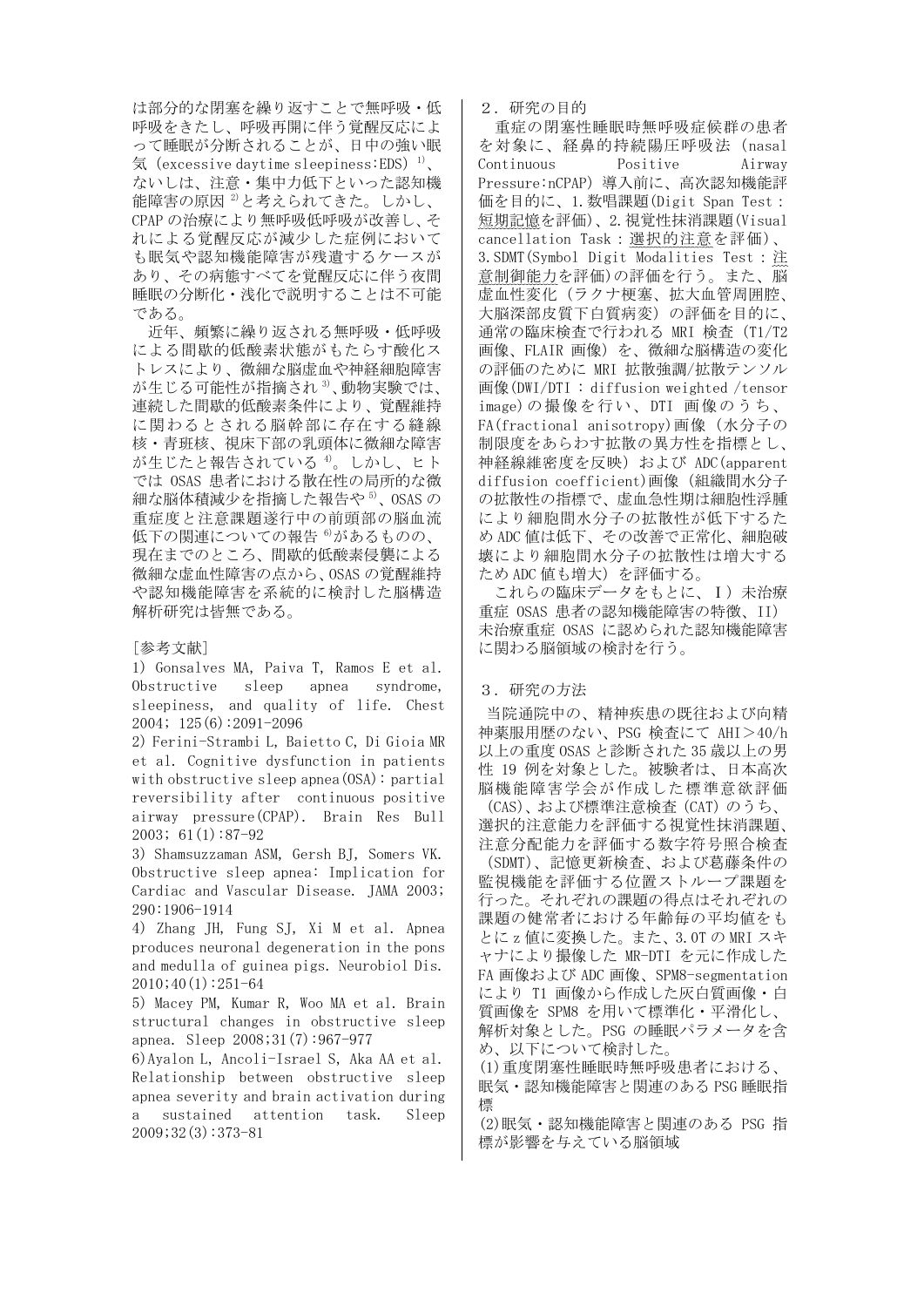は部分的な閉塞を繰り返すことで無呼吸・低呼吸をきたし、呼吸再開に伴う覚醒反応によって睡眠が分断されることが、日中の強い眠気（excessive daytime sleepiness:EDS）[1]、ないしは、注意・集中力低下といった認知機能障害の原因[2]と考えられてきた。しかし、CPAP の治療により無呼吸低呼吸が改善し、それによる覚醒反応が減少した症例においても眠気や認知機能障害が残遺するケースがあり、その病態すべてを覚醒反応に伴う夜間睡眠の分断化・浅化で説明することは不可能である。

近年、頻繁に繰り返される無呼吸・低呼吸による間歇的低酸素状態がもたらす酸化ストレスにより、微細な脳虚血や神経細胞障害が生じる可能性が指摘され[3]、動物実験では、連続した間歇的低酸素条件により、覚醒維持に関わるとされる脳幹部に存在する縫線核・青斑核、視床下部の乳頭体に微細な障害が生じたと報告されている[4]。しかし、ヒトでは OSAS 患者における散在性の局所的な微細な脳体積減少を指摘した報告や[5]、OSAS の重症度と注意課題遂行中の前頭部の脳血流低下の関連についての報告[6]があるものの、現在までのところ、間歇的低酸素侵襲による微細な虚血性障害の点から、OSAS の覚醒維持や認知機能障害を系統的に検討した脳構造解析研究は皆無である。

［参考文献］

1) Gonsalves MA, Paiva T, Ramos E et al. Obstructive sleep apnea syndrome, sleepiness, and quality of life. Chest 2004; 125(6):2091-2096

2) Ferini-Strambi L, Baietto C, Di Gioia MR et al. Cognitive dysfunction in patients with obstructive sleep apnea(OSA): partial reversibility after continuous positive airway pressure(CPAP). Brain Res Bull 2003; 61(1):87-92

3) Shamsuzzaman ASM, Gersh BJ, Somers VK. Obstructive sleep apnea: Implication for Cardiac and Vascular Disease. JAMA 2003; 290:1906-1914

4) Zhang JH, Fung SJ, Xi M et al. Apnea produces neuronal degeneration in the pons and medulla of guinea pigs. Neurobiol Dis. 2010;40(1):251-64

5) Macey PM, Kumar R, Woo MA et al. Brain structural changes in obstructive sleep apnea. Sleep 2008;31(7):967-977

6)Ayalon L, Ancoli-Israel S, Aka AA et al. Relationship between obstructive sleep apnea severity and brain activation during a sustained attention task. Sleep 2009;32(3):373-81

## 2．研究の目的

重症の閉塞性睡眠時無呼吸症候群の患者を対象に、経鼻的持続陽圧呼吸法（nasal Continuous Positive Airway Pressure:nCPAP）導入前に、高次認知機能評価を目的に、1.数唱課題(Digit Span Test：短期記憶を評価)、2.視覚性抹消課題(Visual cancellation Task：選択的注意を評価)、3.SDMT(Symbol Digit Modalities Test：注意制御能力を評価)の評価を行う。また、脳虚血性変化（ラクナ梗塞、拡大血管周囲腔、大脳深部皮質下白質病変）の評価を目的に、通常の臨床検査で行われる MRI 検査（T1/T2 画像、FLAIR 画像）を、微細な脳構造の変化の評価のために MRI 拡散強調/拡散テンソル画像(DWI/DTI：diffusion weighted /tensor image)の撮像を行い、DTI 画像のうち、FA(fractional anisotropy)画像（水分子の制限度をあらわす拡散の異方性を指標とし、神経線維密度を反映）および ADC(apparent diffusion coefficient)画像（組織間水分子の拡散性の指標で、虚血急性期は細胞性浮腫により細胞間水分子の拡散性が低下するため ADC 値は低下、その改善で正常化、細胞破壊により細胞間水分子の拡散性は増大するため ADC 値も増大）を評価する。

これらの臨床データをもとに、I）未治療重症 OSAS 患者の認知機能障害の特徴、II）未治療重症 OSAS に認められた認知機能障害に関わる脳領域の検討を行う。

## 3．研究の方法

当院通院中の、精神疾患の既往および向精神薬服用歴のない、PSG 検査にて AHI＞40/h 以上の重度 OSAS と診断された 35 歳以上の男性 19 例を対象とした。被験者は、日本高次脳機能障害学会が作成した標準意欲評価（CAS）、および標準注意検査（CAT）のうち、選択的注意能力を評価する視覚性抹消課題、注意分配能力を評価する数字符号照合検査（SDMT）、記憶更新検査、および葛藤条件の監視機能を評価する位置ストループ課題を行った。それぞれの課題の得点はそれぞれの課題の健常者における年齢毎の平均値をもとに z 値に変換した。また、3.0T の MRI スキャナにより撮像した MR-DTI を元に作成した FA 画像および ADC 画像、SPM8-segmentation により T1 画像から作成した灰白質画像・白質画像を SPM8 を用いて標準化・平滑化し、解析対象とした。PSG の睡眠パラメータを含め、以下について検討した。

(1)重度閉塞性睡眠時無呼吸患者における、眠気・認知機能障害と関連のある PSG 睡眠指標

(2)眠気・認知機能障害と関連のある PSG 指標が影響を与えている脳領域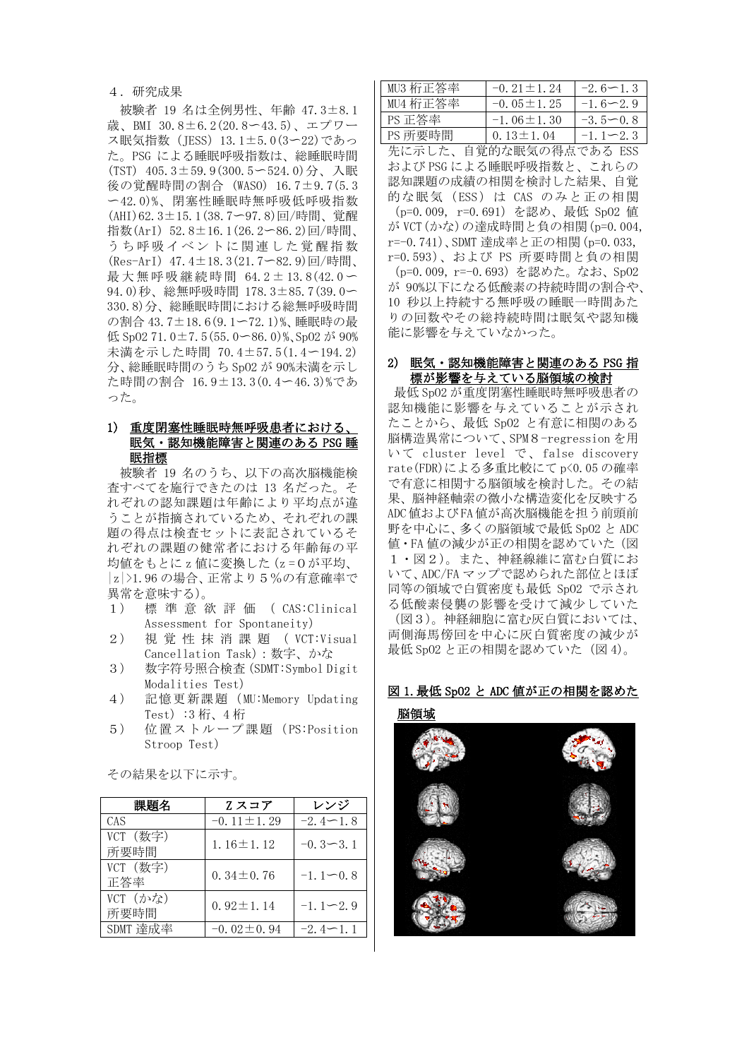４．研究成果

被験者 19 名は全例男性、年齢 47.3±8.1 歳、BMI 30.8±6.2(20.8ー48.5)、エプワース眠気指数（JESS）13.1±5.0(3ー22)であった。PSG による睡眠呼吸指数は、総睡眠時間(TST) 405.3±59.9(300.5ー524.0)分、入眠後の覚醒時間の割合（WASO）16.7±9.7(5.3ー42.0)%、閉塞性睡眠時無呼吸低呼吸指数(AHI)62.3±15.1(38.7ー97.8)回/時間、覚醒指数(ArI) 52.8±16.1(26.2ー86.2)回/時間、うち呼吸イベントに関連した覚醒指数(Res-ArI) 47.4±18.3(21.7ー82.9)回/時間、最大無呼吸継続時間 64.2±13.8(42.0ー94.0)秒、総無呼吸時間 178.3±85.7(39.0ー330.8)分、総睡眠時間における総無呼吸時間の割合 43.7±18.6(9.1ー72.1)%、睡眠時の最低 SpO2 71.0±7.5(55.0ー86.0)%、SpO2 が 90%未満を示した時間 70.4±57.5(1.4ー194.2)分、総睡眠時間のうち SpO2 が 90%未満を示した時間の割合 16.9±13.3(0.4ー46.3)%であった。

### 1) 重度閉塞性睡眠時無呼吸患者における、眠気・認知機能障害と関連のある PSG 睡眠指標

被験者 19 名のうち、以下の高次脳機能検査すべてを施行できたのは 13 名だった。それぞれの認知課題は年齢により平均点が違うことが指摘されているため、それぞれの課題の得点は検査セットに表記されているそれぞれの課題の健常者における年齢毎の平均値をもとに z 値に変換した（z＝0 が平均、|z|>1.96 の場合、正常より５%の有意確率で異常を意味する）。

1）標準意欲評価（CAS:Clinical Assessment for Spontaneity）
2）視覚性抹消課題（VCT:Visual Cancellation Task）: 数字、かな
3）数字符号照合検査（SDMT:Symbol Digit Modalities Test）
4）記憶更新課題（MU:Memory Updating Test）:3 桁、4 桁
5）位置ストループ課題（PS:Position Stroop Test）

その結果を以下に示す。

| 課題名 | Z スコア | レンジ |
|---|---|---|
| CAS | −0.11±1.29 | −2.4ー1.8 |
| VCT（数字）所要時間 | 1.16±1.12 | −0.3ー3.1 |
| VCT（数字）正答率 | 0.34±0.76 | −1.1ー0.8 |
| VCT（かな）所要時間 | 0.92±1.14 | −1.1ー2.9 |
| SDMT 達成率 | −0.02±0.94 | −2.4ー1.1 |
| MU3 桁正答率 | −0.21±1.24 | −2.6ー1.3 |
| MU4 桁正答率 | −0.05±1.25 | −1.6ー2.9 |
| PS 正答率 | −1.06±1.30 | −3.5ー0.8 |
| PS 所要時間 | 0.13±1.04 | −1.1ー2.3 |

先に示した、自覚的な眠気の得点である ESS および PSG による睡眠呼吸指数と、これらの認知課題の成績の相関を検討した結果、自覚的な眠気（ESS）は CAS のみと正の相関（p=0.009, r=0.691）を認め、最低 SpO2 値が VCT(かな)の達成時間と負の相関(p=0.004, r=-0.741)、SDMT 達成率と正の相関(p=0.033, r=0.593)、および PS 所要時間と負の相関（p=0.009, r=-0.693）を認めた。なお、SpO2 が 90%以下になる低酸素の持続時間の割合や、10 秒以上持続する無呼吸の睡眠一時間あたりの回数やその総持続時間は眠気や認知機能に影響を与えていなかった。

### 2) 眠気・認知機能障害と関連のある PSG 指標が影響を与えている脳領域の検討

最低 SpO2 が重度閉塞性睡眠時無呼吸患者の認知機能に影響を与えていることが示されたことから、最低 SpO2 と有意に相関のある脳構造異常について、SPM８-regression を用いて cluster level で、false discovery rate(FDR)による多重比較にて p<0.05 の確率で有意に相関する脳領域を検討した。その結果、脳神経軸索の微小な構造変化を反映する ADC 値および FA 値が高次脳機能を担う前頭前野を中心に、多くの脳領域で最低 SpO2 と ADC 値・FA 値の減少が正の相関を認めていた（図１・図２）。また、神経線維に富む白質において、ADC/FA マップで認められた部位とほぼ同等の領域で白質密度も最低 SpO2 で示される低酸素侵襲の影響を受けて減少していた（図３）。神経細胞に富む灰白質においては、両側海馬傍回を中心に灰白質密度の減少が最低 SpO2 と正の相関を認めていた（図 4）。

**図 1.最低 SpO2 と ADC 値が正の相関を認めた脳領域**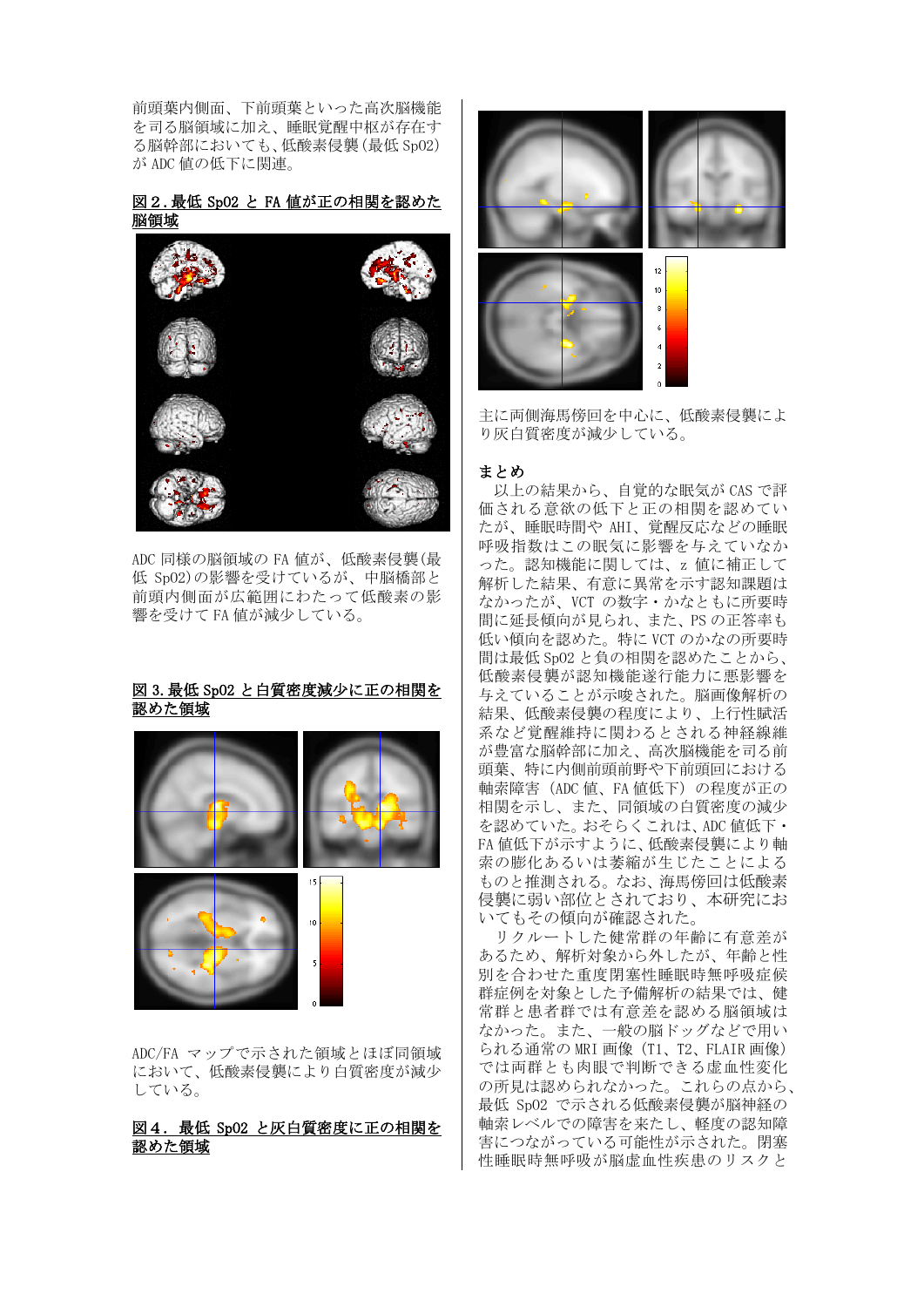前頭葉内側面、下前頭葉といった高次脳機能を司る脳領域に加え、睡眠覚醒中枢が存在する脳幹部においても、低酸素侵襲（最低 SpO2）が ADC 値の低下に関連。

**図２．最低 SpO2 と FA 値が正の相関を認めた脳領域**

ADC 同様の脳領域の FA 値が、低酸素侵襲（最低 SpO2）の影響を受けているが、中脳橋部と前頭内側面が広範囲にわたって低酸素の影響を受けて FA 値が減少している。

**図 3. 最低 SpO2 と白質密度減少に正の相関を認めた領域**

ADC/FA マップで示された領域とほぼ同領域において、低酸素侵襲により白質密度が減少している。

**図４． 最低 SpO2 と灰白質密度に正の相関を認めた領域**

主に両側海馬傍回を中心に、低酸素侵襲により灰白質密度が減少している。

**まとめ**

以上の結果から、自覚的な眠気が CAS で評価される意欲の低下と正の相関を認めていたが、睡眠時間や AHI、覚醒反応などの睡眠呼吸指数はこの眠気に影響を与えていなかった。認知機能に関しては、z 値に補正して解析した結果、有意に異常を示す認知課題はなかったが、VCT の数字・かなともに所要時間に延長傾向が見られ、また、PS の正答率も低い傾向を認めた。特に VCT のかなの所要時間は最低 SpO2 と負の相関を認めたことから、低酸素侵襲が認知機能遂行能力に悪影響を与えていることが示唆された。脳画像解析の結果、低酸素侵襲の程度により、上行性賦活系など覚醒維持に関わるとされる神経線維が豊富な脳幹部に加え、高次脳機能を司る前頭葉、特に内側前頭前野や下前頭回における軸索障害（ADC 値、FA 値低下）の程度が正の相関を示し、また、同領域の白質密度の減少を認めていた。おそらくこれは、ADC 値低下・FA 値低下が示すように、低酸素侵襲により軸索の膨化あるいは萎縮が生じたことによるものと推測される。なお、海馬傍回は低酸素侵襲に弱い部位とされており、本研究においてもその傾向が確認された。

リクルートした健常群の年齢に有意差があるため、解析対象から外したが、年齢と性別を合わせた重度閉塞性睡眠時無呼吸症候群症例を対象とした予備解析の結果では、健常群と患者群では有意差を認める脳領域はなかった。また、一般の脳ドッグなどで用いられる通常の MRI 画像（T1、T2、FLAIR 画像）では両群とも肉眼で判断できる虚血性変化の所見は認められなかった。これらの点から、最低 SpO2 で示される低酸素侵襲が脳神経の軸索レベルでの障害を来たし、軽度の認知障害につながっている可能性が示された。閉塞性睡眠時無呼吸が脳虚血性疾患のリスクと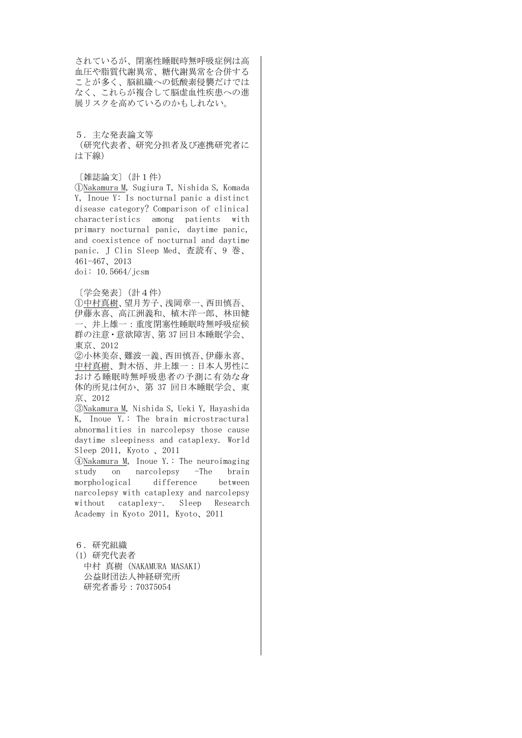されているが、閉塞性睡眠時無呼吸症例は高血圧や脂質代謝異常、糖代謝異常を合併することが多く、脳組織への低酸素侵襲だけではなく、これらが複合して脳虚血性疾患への進展リスクを高めているのかもしれない。

## ５．主な発表論文等

（研究代表者、研究分担者及び連携研究者には下線）

〔雑誌論文〕（計１件）

①<u>Nakamura M</u>, Sugiura T, Nishida S, Komada Y, Inoue Y: Is nocturnal panic a distinct disease category? Comparison of clinical characteristics among patients with primary nocturnal panic, daytime panic, and coexistence of nocturnal and daytime panic. J Clin Sleep Med、査読有、9 巻、461-467、2013
doi: 10.5664/jcsm

〔学会発表〕（計４件）

①<u>中村真樹</u>、望月芳子、浅岡章一、西田慎吾、伊藤永喜、高江洲義和、植木洋一郎、林田健一、井上雄一：重度閉塞性睡眠時無呼吸症候群の注意・意欲障害、第 37 回日本睡眠学会、東京、2012

②小林美奈、難波一義、西田慎吾、伊藤永喜、<u>中村真樹</u>、對木悟、井上雄一：日本人男性における睡眠時無呼吸患者の予測に有効な身体的所見は何か、第 37 回日本睡眠学会、東京、2012

③<u>Nakamura M</u>, Nishida S, Ueki Y, Hayashida K, Inoue Y.: The brain microstractural abnormalities in narcolepsy those cause daytime sleepiness and cataplexy. World Sleep 2011, Kyoto 、2011

④<u>Nakamura M</u>, Inoue Y.: The neuroimaging study on narcolepsy -The brain morphological difference between narcolepsy with cataplexy and narcolepsy without cataplexy-. Sleep Research Academy in Kyoto 2011, Kyoto、2011

## ６．研究組織

(1) 研究代表者
中村 真樹 (NAKAMURA MASAKI)
公益財団法人神経研究所
研究者番号：70375054